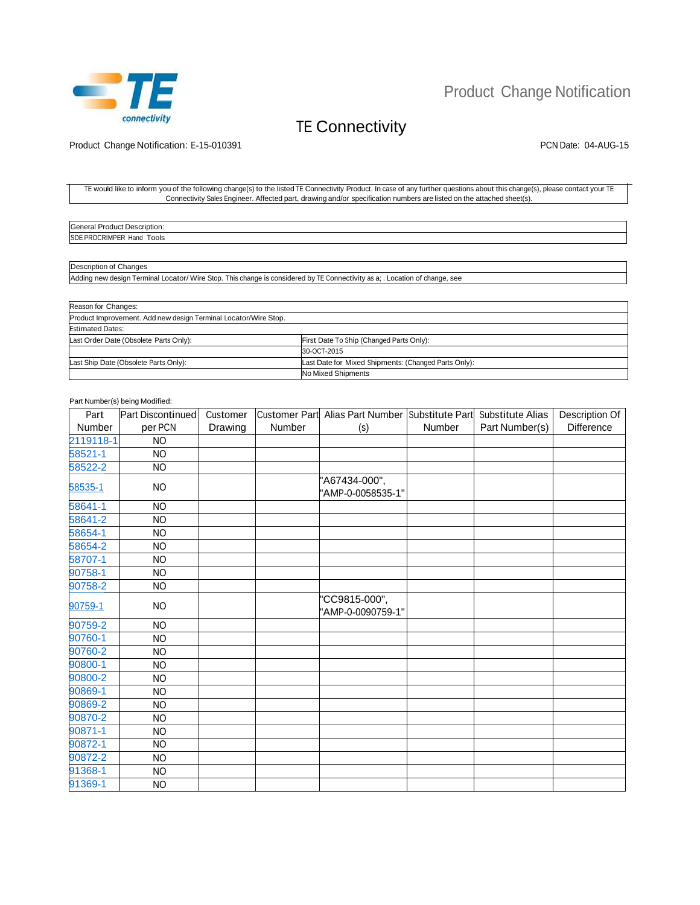# Product Change Notification

## TE Connectivity

Product Change Notification: E-15-010391

PCN Date: 04-AUG-15

TE would like to inform you of the following change(s) to the listed TE Connectivity Product. In case of any further questions about this change(s), please contact your TE Connectivity Sales Engineer. Affected part, drawing and/or specification numbers are listed on the attached sheet(s).

| General Product Description: |
|---|
| SDE PROCRIMPER Hand Tools |

| Description of Changes |
|---|
| Adding new design Terminal Locator/ Wire Stop. This change is considered by TE Connectivity as a; . Location of change, see |

| Reason for Changes: | |
|---|---|
| Product Improvement. Add new design Terminal Locator/Wire Stop. | |
| Estimated Dates: | |
| Last Order Date (Obsolete Parts Only): | First Date To Ship (Changed Parts Only): |
| | 30-OCT-2015 |
| Last Ship Date (Obsolete Parts Only): | Last Date for Mixed Shipments: (Changed Parts Only): |
| | No Mixed Shipments |

Part Number(s) being Modified:

| Part Number | Part Discontinued per PCN | Customer Drawing | Customer Part Number | Alias Part Number (s) | Substitute Part Number | Substitute Alias Part Number(s) | Description Of Difference |
|---|---|---|---|---|---|---|---|
| 2119118-1 | NO | | | | | | |
| 58521-1 | NO | | | | | | |
| 58522-2 | NO | | | | | | |
| 58535-1 | NO | | | "A67434-000", "AMP-0-0058535-1" | | | |
| 58641-1 | NO | | | | | | |
| 58641-2 | NO | | | | | | |
| 58654-1 | NO | | | | | | |
| 58654-2 | NO | | | | | | |
| 58707-1 | NO | | | | | | |
| 90758-1 | NO | | | | | | |
| 90758-2 | NO | | | | | | |
| 90759-1 | NO | | | "CC9815-000", "AMP-0-0090759-1" | | | |
| 90759-2 | NO | | | | | | |
| 90760-1 | NO | | | | | | |
| 90760-2 | NO | | | | | | |
| 90800-1 | NO | | | | | | |
| 90800-2 | NO | | | | | | |
| 90869-1 | NO | | | | | | |
| 90869-2 | NO | | | | | | |
| 90870-2 | NO | | | | | | |
| 90871-1 | NO | | | | | | |
| 90872-1 | NO | | | | | | |
| 90872-2 | NO | | | | | | |
| 91368-1 | NO | | | | | | |
| 91369-1 | NO | | | | | | |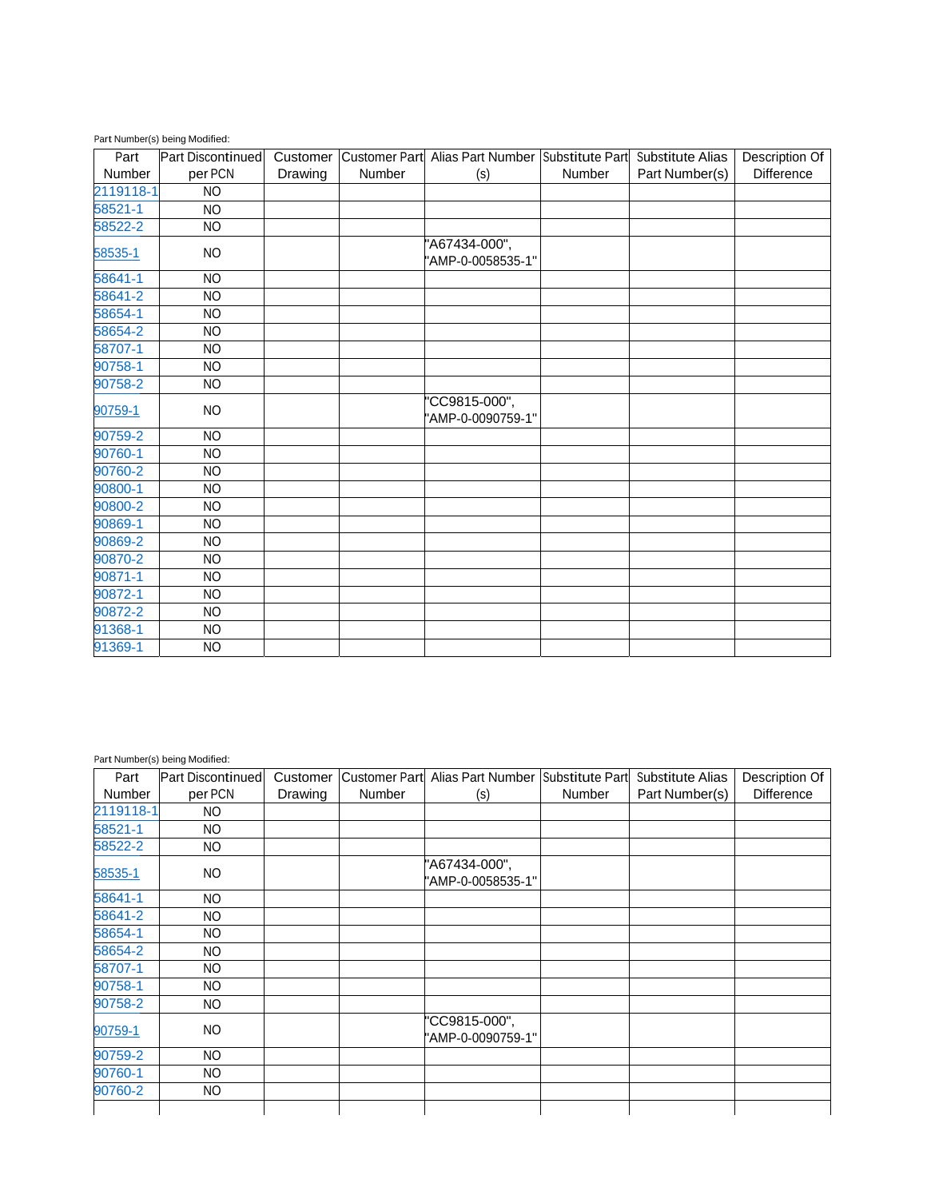Part Number(s) being Modified:

| Part Number | Part Discontinued per PCN | Customer Drawing | Customer Part Number | Alias Part Number (s) | Substitute Part Number | Substitute Alias Part Number(s) | Description Of Difference |
|---|---|---|---|---|---|---|---|
| 2119118-1 | NO | | | | | | |
| 58521-1 | NO | | | | | | |
| 58522-2 | NO | | | | | | |
| 58535-1 | NO | | | "A67434-000", "AMP-0-0058535-1" | | | |
| 58641-1 | NO | | | | | | |
| 58641-2 | NO | | | | | | |
| 58654-1 | NO | | | | | | |
| 58654-2 | NO | | | | | | |
| 58707-1 | NO | | | | | | |
| 90758-1 | NO | | | | | | |
| 90758-2 | NO | | | | | | |
| 90759-1 | NO | | | "CC9815-000", "AMP-0-0090759-1" | | | |
| 90759-2 | NO | | | | | | |
| 90760-1 | NO | | | | | | |
| 90760-2 | NO | | | | | | |
| 90800-1 | NO | | | | | | |
| 90800-2 | NO | | | | | | |
| 90869-1 | NO | | | | | | |
| 90869-2 | NO | | | | | | |
| 90870-2 | NO | | | | | | |
| 90871-1 | NO | | | | | | |
| 90872-1 | NO | | | | | | |
| 90872-2 | NO | | | | | | |
| 91368-1 | NO | | | | | | |
| 91369-1 | NO | | | | | | |

Part Number(s) being Modified:

| Part Number | Part Discontinued per PCN | Customer Drawing | Customer Part Number | Alias Part Number (s) | Substitute Part Number | Substitute Alias Part Number(s) | Description Of Difference |
|---|---|---|---|---|---|---|---|
| 2119118-1 | NO | | | | | | |
| 58521-1 | NO | | | | | | |
| 58522-2 | NO | | | | | | |
| 58535-1 | NO | | | "A67434-000", "AMP-0-0058535-1" | | | |
| 58641-1 | NO | | | | | | |
| 58641-2 | NO | | | | | | |
| 58654-1 | NO | | | | | | |
| 58654-2 | NO | | | | | | |
| 58707-1 | NO | | | | | | |
| 90758-1 | NO | | | | | | |
| 90758-2 | NO | | | | | | |
| 90759-1 | NO | | | "CC9815-000", "AMP-0-0090759-1" | | | |
| 90759-2 | NO | | | | | | |
| 90760-1 | NO | | | | | | |
| 90760-2 | NO | | | | | | |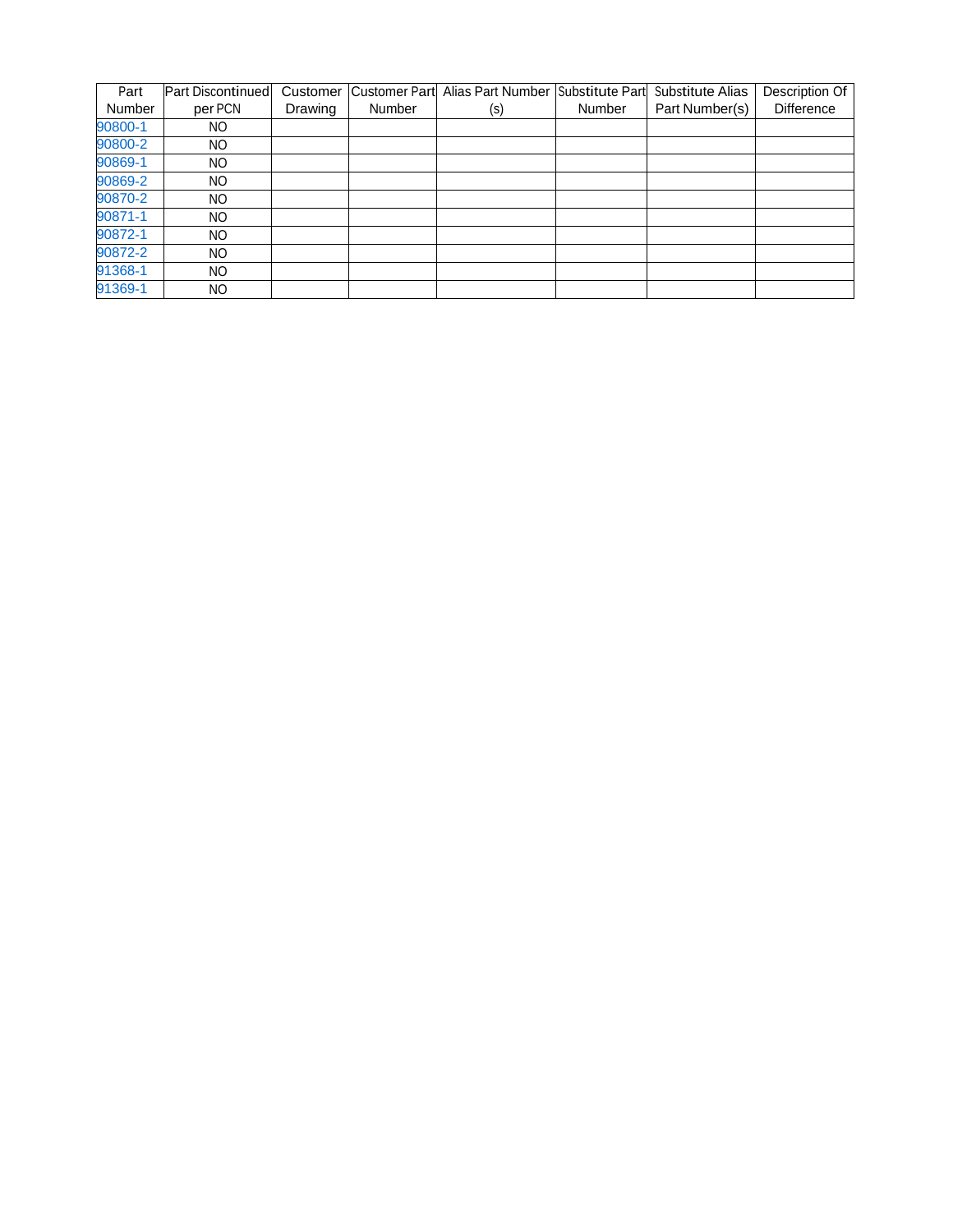| Part Number | Part Discontinued per PCN | Customer Drawing | Customer Part Number | Alias Part Number (s) | Substitute Part Number | Substitute Alias Part Number(s) | Description Of Difference |
|---|---|---|---|---|---|---|---|
| 90800-1 | NO | | | | | | |
| 90800-2 | NO | | | | | | |
| 90869-1 | NO | | | | | | |
| 90869-2 | NO | | | | | | |
| 90870-2 | NO | | | | | | |
| 90871-1 | NO | | | | | | |
| 90872-1 | NO | | | | | | |
| 90872-2 | NO | | | | | | |
| 91368-1 | NO | | | | | | |
| 91369-1 | NO | | | | | | |